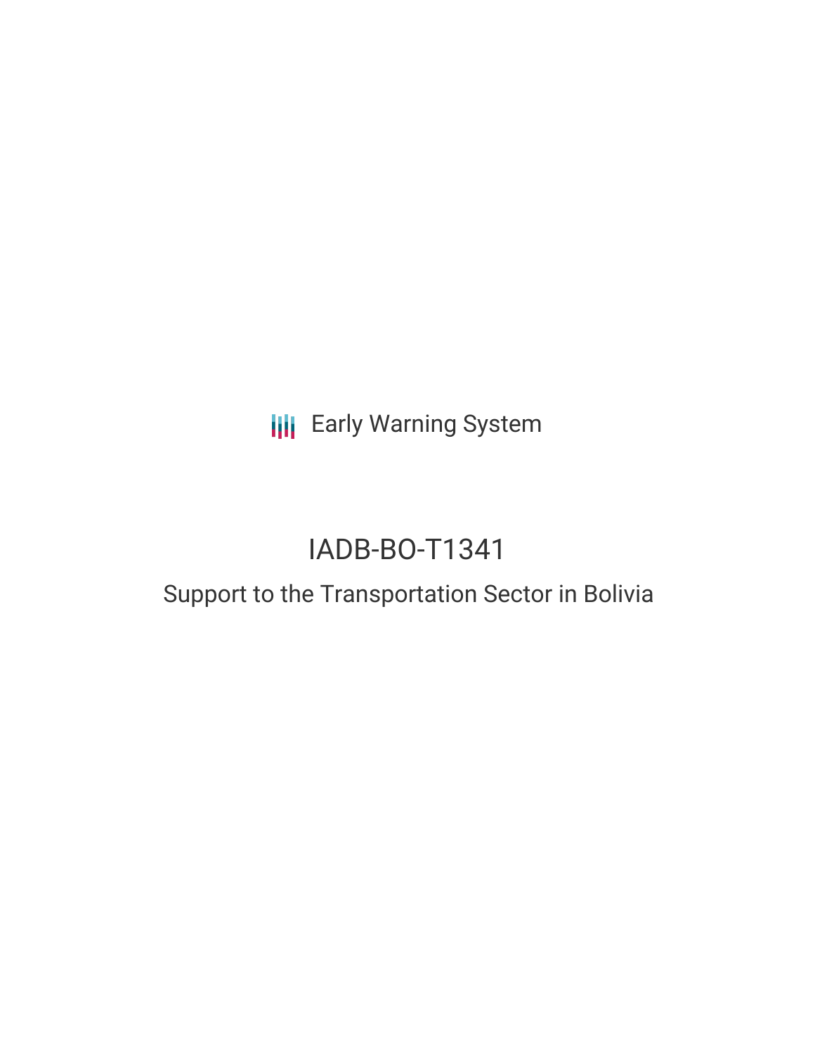Early Warning System

# IADB-BO-T1341

## Support to the Transportation Sector in Bolivia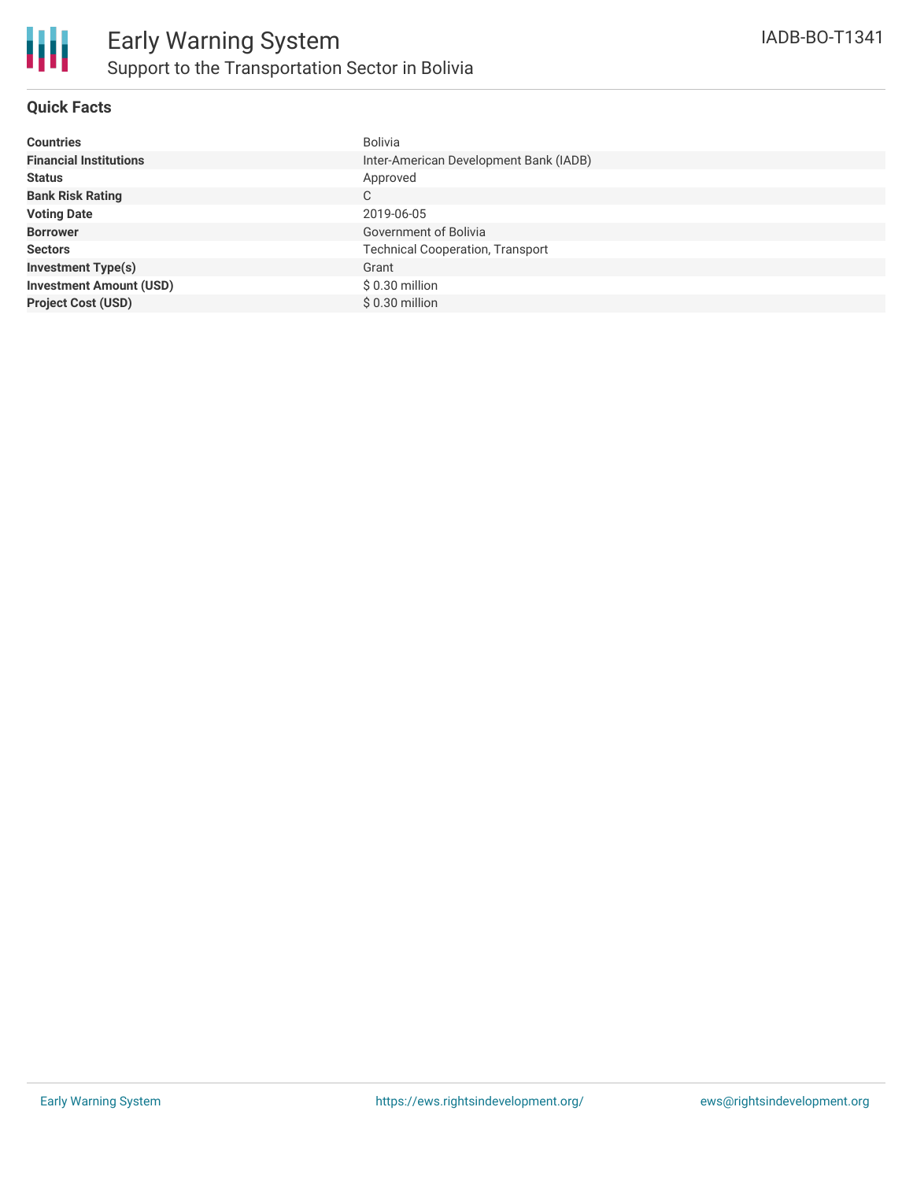# Early Warning System

## Support to the Transportation Sector in Bolivia

IADB-BO-T1341

### Quick Facts

| | |
|---|---|
| **Countries** | Bolivia |
| **Financial Institutions** | Inter-American Development Bank (IADB) |
| **Status** | Approved |
| **Bank Risk Rating** | C |
| **Voting Date** | 2019-06-05 |
| **Borrower** | Government of Bolivia |
| **Sectors** | Technical Cooperation, Transport |
| **Investment Type(s)** | Grant |
| **Investment Amount (USD)** | $ 0.30 million |
| **Project Cost (USD)** | $ 0.30 million |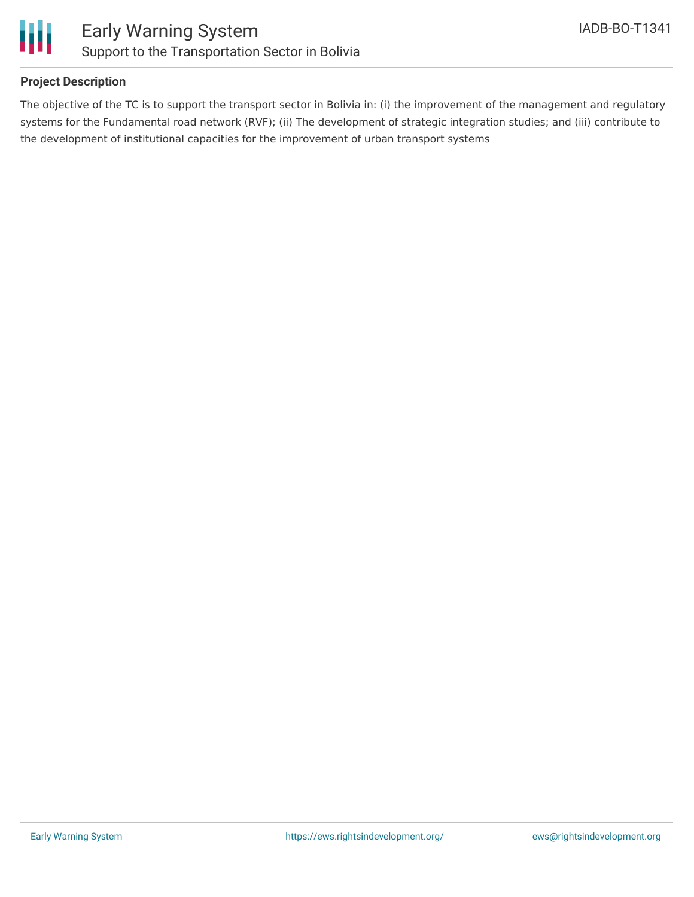## Project Description

The objective of the TC is to support the transport sector in Bolivia in: (i) the improvement of the management and regulatory systems for the Fundamental road network (RVF); (ii) The development of strategic integration studies; and (iii) contribute to the development of institutional capacities for the improvement of urban transport systems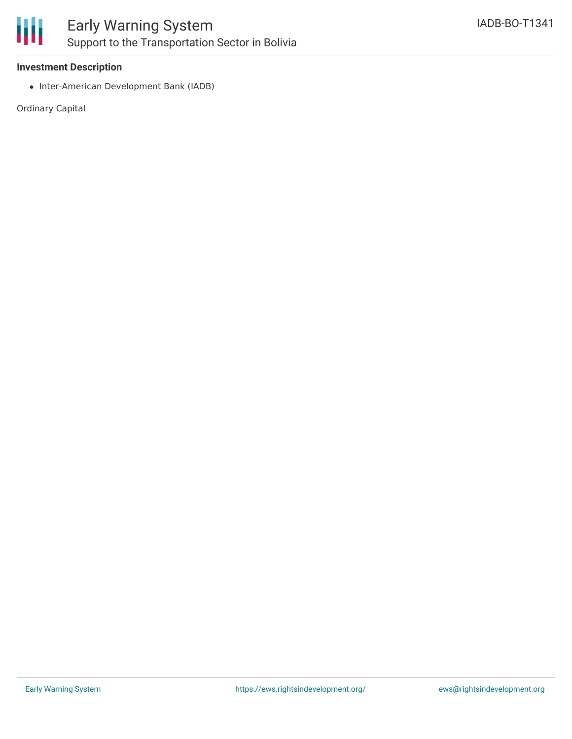### Investment Description

- Inter-American Development Bank (IADB)

Ordinary Capital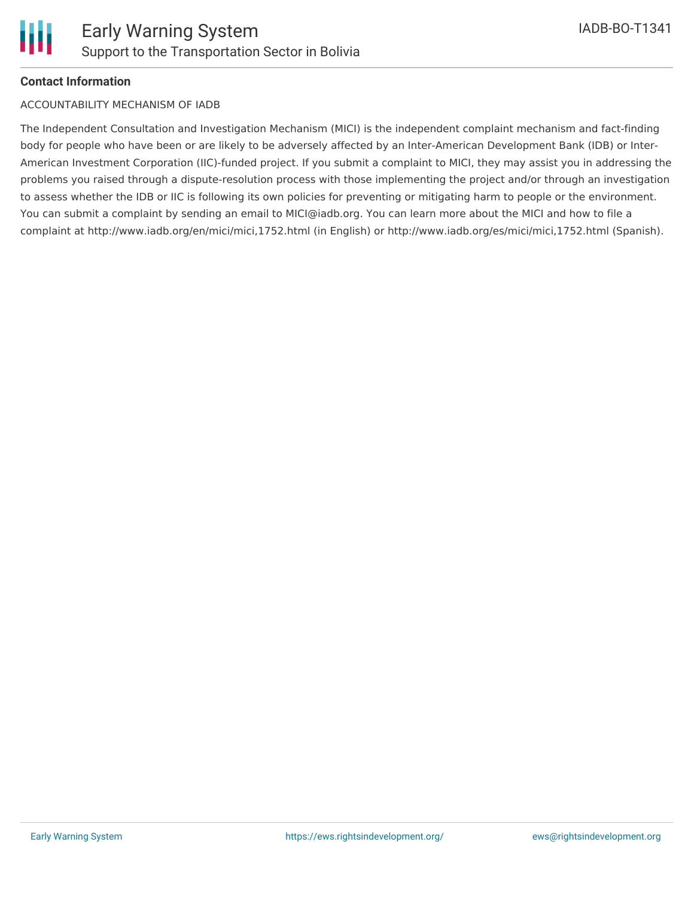**Contact Information**

ACCOUNTABILITY MECHANISM OF IADB

The Independent Consultation and Investigation Mechanism (MICI) is the independent complaint mechanism and fact-finding body for people who have been or are likely to be adversely affected by an Inter-American Development Bank (IDB) or Inter-American Investment Corporation (IIC)-funded project. If you submit a complaint to MICI, they may assist you in addressing the problems you raised through a dispute-resolution process with those implementing the project and/or through an investigation to assess whether the IDB or IIC is following its own policies for preventing or mitigating harm to people or the environment. You can submit a complaint by sending an email to MICI@iadb.org. You can learn more about the MICI and how to file a complaint at http://www.iadb.org/en/mici/mici,1752.html (in English) or http://www.iadb.org/es/mici/mici,1752.html (Spanish).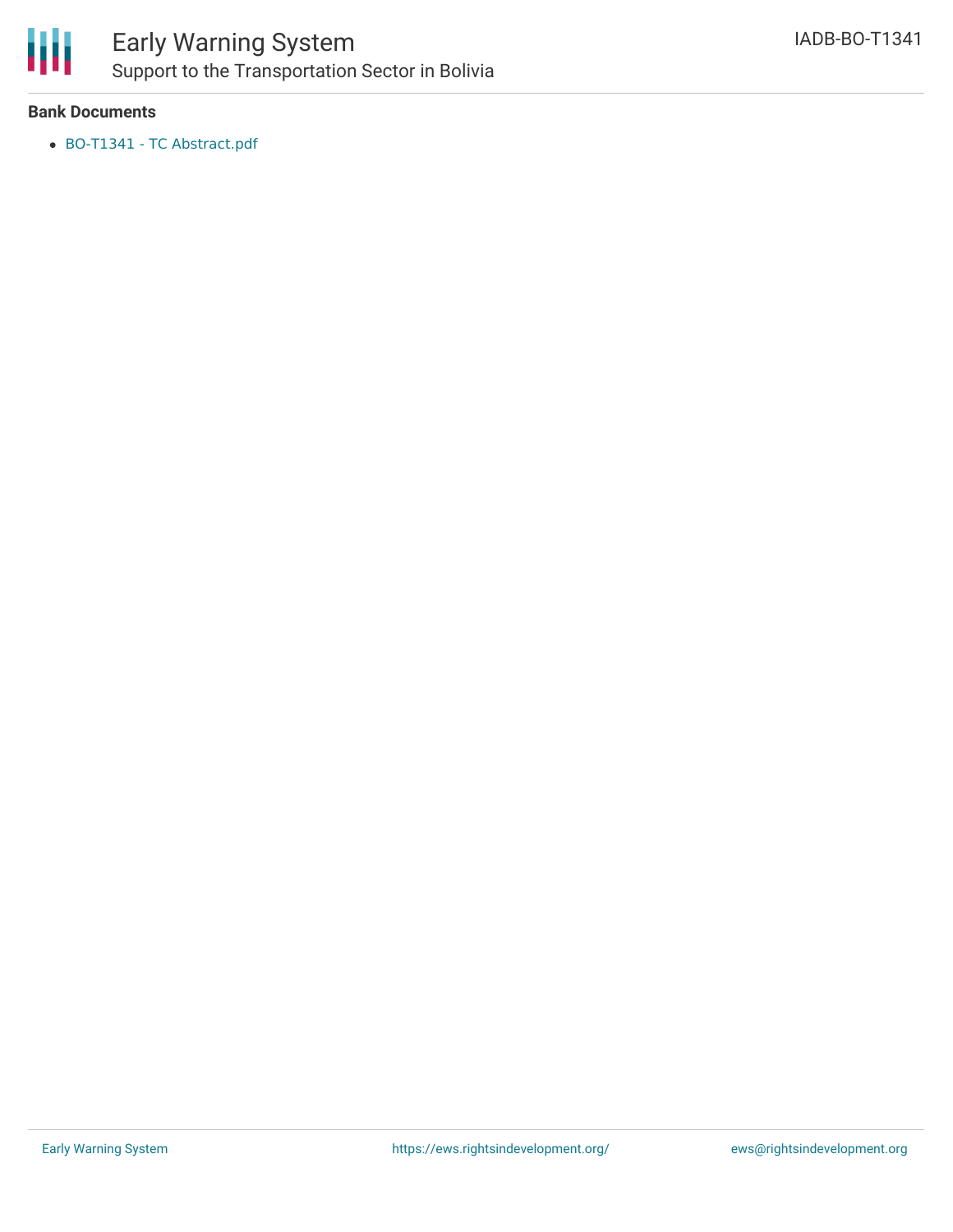**Bank Documents**

- BO-T1341 - TC Abstract.pdf